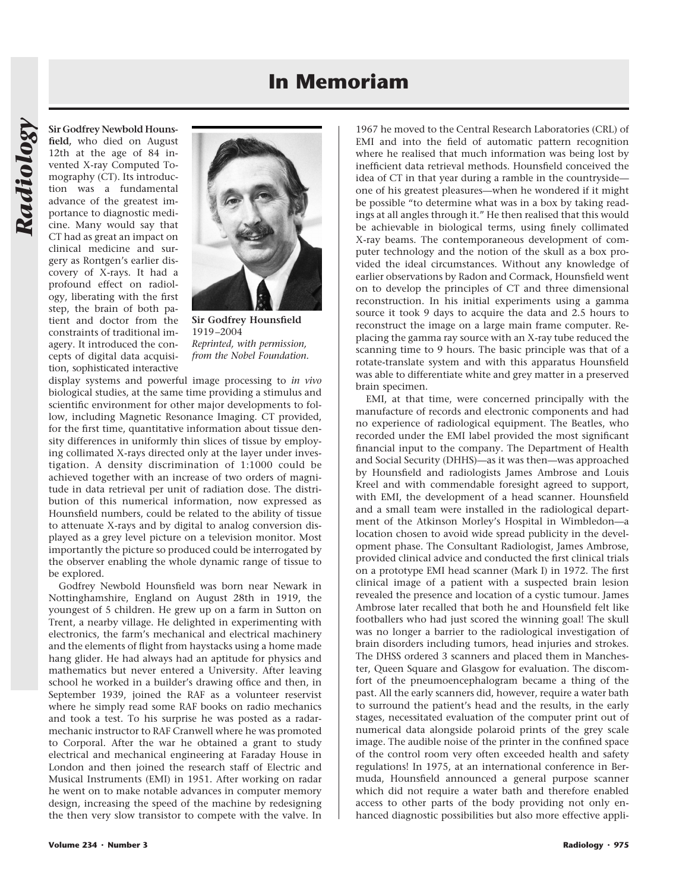# In Memoriam

**Sir Godfrey Newbold Hounsfield,** who died on August 12th at the age of 84 invented X-ray Computed Tomography (CT). Its introduction was a fundamental advance of the greatest importance to diagnostic medicine. Many would say that CT had as great an impact on clinical medicine and surgery as Rontgen's earlier discovery of X-rays. It had a profound effect on radiology, liberating with the first step, the brain of both patient and doctor from the constraints of traditional imagery. It introduced the concepts of digital data acquisition, sophisticated interactive display systems and powerful image processing to *in vivo* biological studies, at the same time providing a stimulus and scientific environment for other major developments to follow, including Magnetic Resonance Imaging. CT provided, for the first time, quantitative information about tissue density differences in uniformly thin slices of tissue by employing collimated X-rays directed only at the layer under investigation. A density discrimination of 1:1000 could be achieved together with an increase of two orders of magnitude in data retrieval per unit of radiation dose. The distribution of this numerical information, now expressed as Hounsfield numbers, could be related to the ability of tissue to attenuate X-rays and by digital to analog conversion displayed as a grey level picture on a television monitor. Most importantly the picture so produced could be interrogated by the observer enabling the whole dynamic range of tissue to be explored.

**Sir Godfrey Hounsfield**
1919–2004
*Reprinted, with permission, from the Nobel Foundation.*

Godfrey Newbold Hounsfield was born near Newark in Nottinghamshire, England on August 28th in 1919, the youngest of 5 children. He grew up on a farm in Sutton on Trent, a nearby village. He delighted in experimenting with electronics, the farm's mechanical and electrical machinery and the elements of flight from haystacks using a home made hang glider. He had always had an aptitude for physics and mathematics but never entered a University. After leaving school he worked in a builder's drawing office and then, in September 1939, joined the RAF as a volunteer reservist where he simply read some RAF books on radio mechanics and took a test. To his surprise he was posted as a radar-mechanic instructor to RAF Cranwell where he was promoted to Corporal. After the war he obtained a grant to study electrical and mechanical engineering at Faraday House in London and then joined the research staff of Electric and Musical Instruments (EMI) in 1951. After working on radar he went on to make notable advances in computer memory design, increasing the speed of the machine by redesigning the then very slow transistor to compete with the valve. In 1967 he moved to the Central Research Laboratories (CRL) of EMI and into the field of automatic pattern recognition where he realised that much information was being lost by inefficient data retrieval methods. Hounsfield conceived the idea of CT in that year during a ramble in the countryside—one of his greatest pleasures—when he wondered if it might be possible "to determine what was in a box by taking readings at all angles through it." He then realised that this would be achievable in biological terms, using finely collimated X-ray beams. The contemporaneous development of computer technology and the notion of the skull as a box provided the ideal circumstances. Without any knowledge of earlier observations by Radon and Cormack, Hounsfield went on to develop the principles of CT and three dimensional reconstruction. In his initial experiments using a gamma source it took 9 days to acquire the data and 2.5 hours to reconstruct the image on a large main frame computer. Replacing the gamma ray source with an X-ray tube reduced the scanning time to 9 hours. The basic principle was that of a rotate-translate system and with this apparatus Hounsfield was able to differentiate white and grey matter in a preserved brain specimen.

EMI, at that time, were concerned principally with the manufacture of records and electronic components and had no experience of radiological equipment. The Beatles, who recorded under the EMI label provided the most significant financial input to the company. The Department of Health and Social Security (DHHS)—as it was then—was approached by Hounsfield and radiologists James Ambrose and Louis Kreel and with commendable foresight agreed to support, with EMI, the development of a head scanner. Hounsfield and a small team were installed in the radiological department of the Atkinson Morley's Hospital in Wimbledon—a location chosen to avoid wide spread publicity in the development phase. The Consultant Radiologist, James Ambrose, provided clinical advice and conducted the first clinical trials on a prototype EMI head scanner (Mark I) in 1972. The first clinical image of a patient with a suspected brain lesion revealed the presence and location of a cystic tumour. James Ambrose later recalled that both he and Hounsfield felt like footballers who had just scored the winning goal! The skull was no longer a barrier to the radiological investigation of brain disorders including tumors, head injuries and strokes. The DHSS ordered 3 scanners and placed them in Manchester, Queen Square and Glasgow for evaluation. The discomfort of the pneumoencephalogram became a thing of the past. All the early scanners did, however, require a water bath to surround the patient's head and the results, in the early stages, necessitated evaluation of the computer print out of numerical data alongside polaroid prints of the grey scale image. The audible noise of the printer in the confined space of the control room very often exceeded health and safety regulations! In 1975, at an international conference in Bermuda, Hounsfield announced a general purpose scanner which did not require a water bath and therefore enabled access to other parts of the body providing not only enhanced diagnostic possibilities but also more effective appli-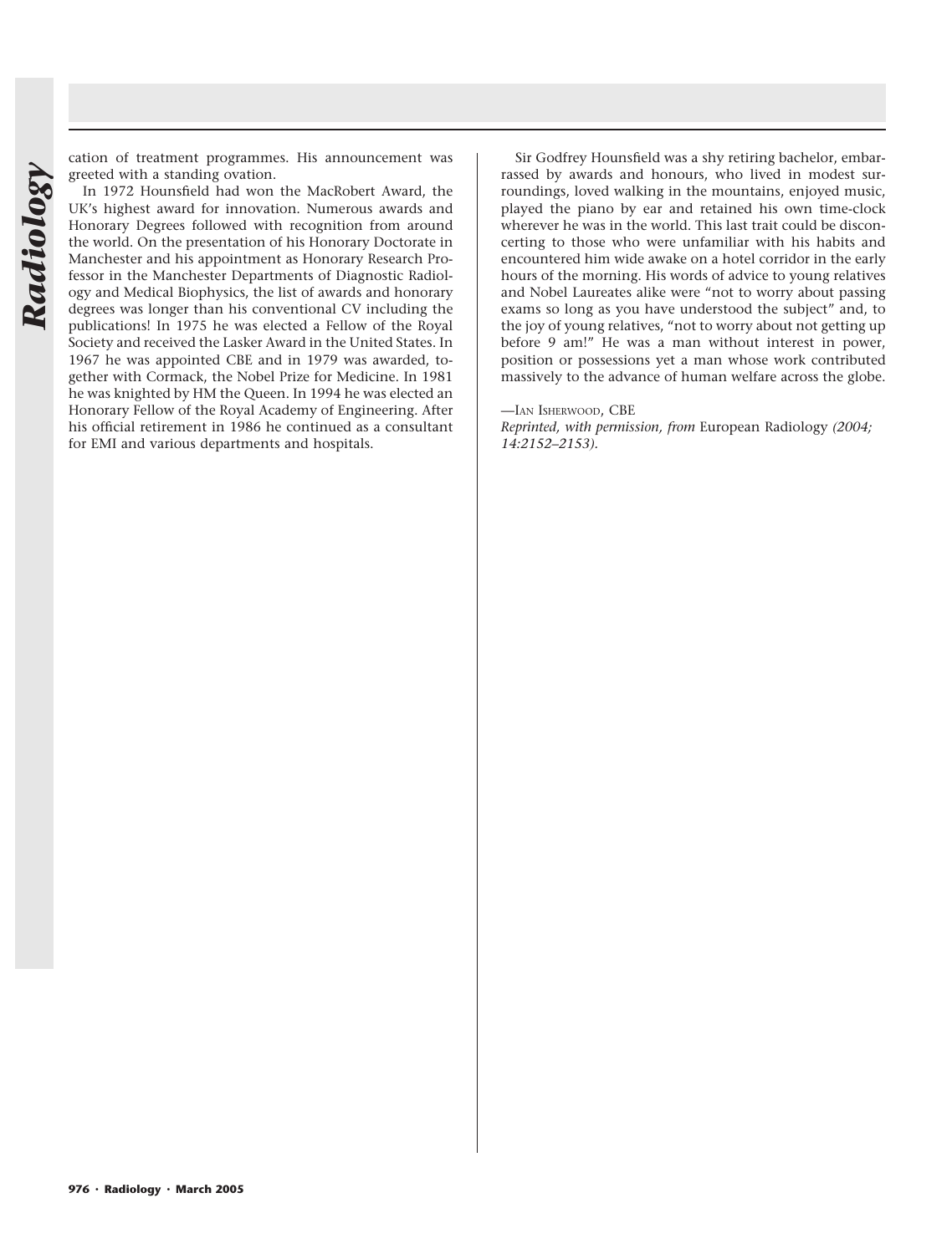cation of treatment programmes. His announcement was greeted with a standing ovation.

In 1972 Hounsfield had won the MacRobert Award, the UK's highest award for innovation. Numerous awards and Honorary Degrees followed with recognition from around the world. On the presentation of his Honorary Doctorate in Manchester and his appointment as Honorary Research Professor in the Manchester Departments of Diagnostic Radiology and Medical Biophysics, the list of awards and honorary degrees was longer than his conventional CV including the publications! In 1975 he was elected a Fellow of the Royal Society and received the Lasker Award in the United States. In 1967 he was appointed CBE and in 1979 was awarded, together with Cormack, the Nobel Prize for Medicine. In 1981 he was knighted by HM the Queen. In 1994 he was elected an Honorary Fellow of the Royal Academy of Engineering. After his official retirement in 1986 he continued as a consultant for EMI and various departments and hospitals.

Sir Godfrey Hounsfield was a shy retiring bachelor, embarrassed by awards and honours, who lived in modest surroundings, loved walking in the mountains, enjoyed music, played the piano by ear and retained his own time-clock wherever he was in the world. This last trait could be disconcerting to those who were unfamiliar with his habits and encountered him wide awake on a hotel corridor in the early hours of the morning. His words of advice to young relatives and Nobel Laureates alike were "not to worry about passing exams so long as you have understood the subject" and, to the joy of young relatives, "not to worry about not getting up before 9 am!" He was a man without interest in power, position or possessions yet a man whose work contributed massively to the advance of human welfare across the globe.

—Ian Isherwood, CBE

*Reprinted, with permission, from* European Radiology *(2004; 14:2152–2153).*